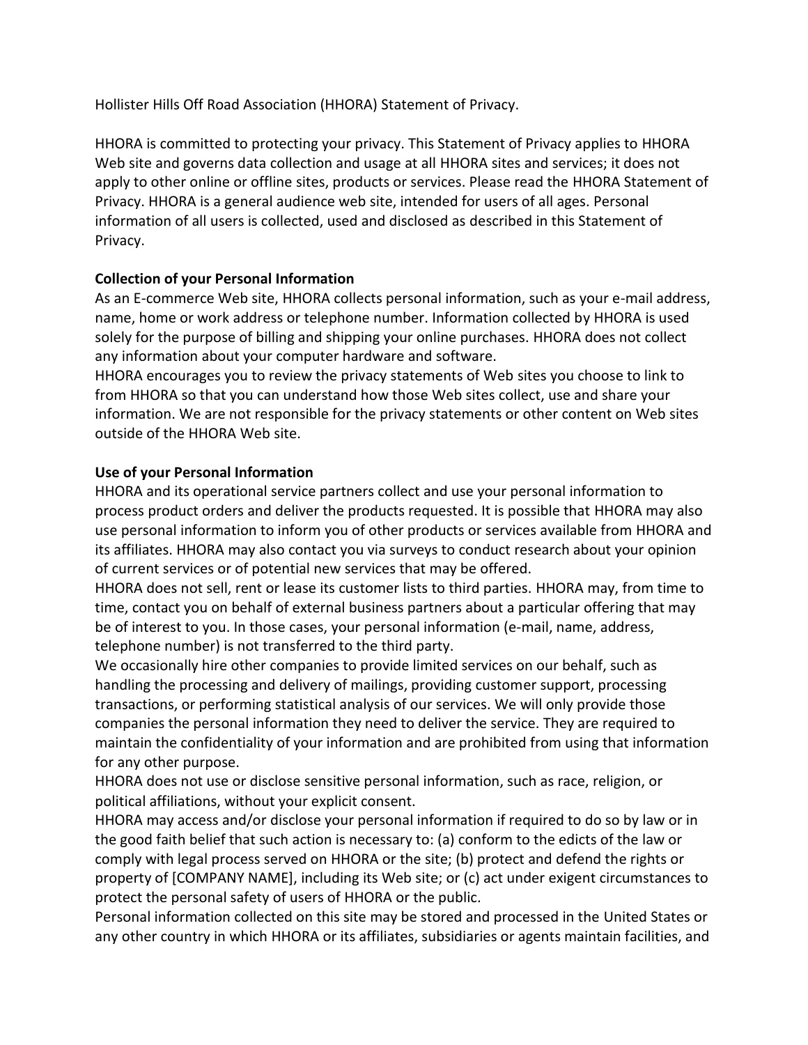Hollister Hills Off Road Association (HHORA) Statement of Privacy.

HHORA is committed to protecting your privacy. This Statement of Privacy applies to HHORA Web site and governs data collection and usage at all HHORA sites and services; it does not apply to other online or offline sites, products or services. Please read the HHORA Statement of Privacy. HHORA is a general audience web site, intended for users of all ages. Personal information of all users is collected, used and disclosed as described in this Statement of Privacy.

**Collection of your Personal Information**

As an E-commerce Web site, HHORA collects personal information, such as your e-mail address, name, home or work address or telephone number. Information collected by HHORA is used solely for the purpose of billing and shipping your online purchases. HHORA does not collect any information about your computer hardware and software.

HHORA encourages you to review the privacy statements of Web sites you choose to link to from HHORA so that you can understand how those Web sites collect, use and share your information. We are not responsible for the privacy statements or other content on Web sites outside of the HHORA Web site.

**Use of your Personal Information**

HHORA and its operational service partners collect and use your personal information to process product orders and deliver the products requested. It is possible that HHORA may also use personal information to inform you of other products or services available from HHORA and its affiliates. HHORA may also contact you via surveys to conduct research about your opinion of current services or of potential new services that may be offered.

HHORA does not sell, rent or lease its customer lists to third parties. HHORA may, from time to time, contact you on behalf of external business partners about a particular offering that may be of interest to you. In those cases, your personal information (e-mail, name, address, telephone number) is not transferred to the third party.

We occasionally hire other companies to provide limited services on our behalf, such as handling the processing and delivery of mailings, providing customer support, processing transactions, or performing statistical analysis of our services. We will only provide those companies the personal information they need to deliver the service. They are required to maintain the confidentiality of your information and are prohibited from using that information for any other purpose.

HHORA does not use or disclose sensitive personal information, such as race, religion, or political affiliations, without your explicit consent.

HHORA may access and/or disclose your personal information if required to do so by law or in the good faith belief that such action is necessary to: (a) conform to the edicts of the law or comply with legal process served on HHORA or the site; (b) protect and defend the rights or property of [COMPANY NAME], including its Web site; or (c) act under exigent circumstances to protect the personal safety of users of HHORA or the public.

Personal information collected on this site may be stored and processed in the United States or any other country in which HHORA or its affiliates, subsidiaries or agents maintain facilities, and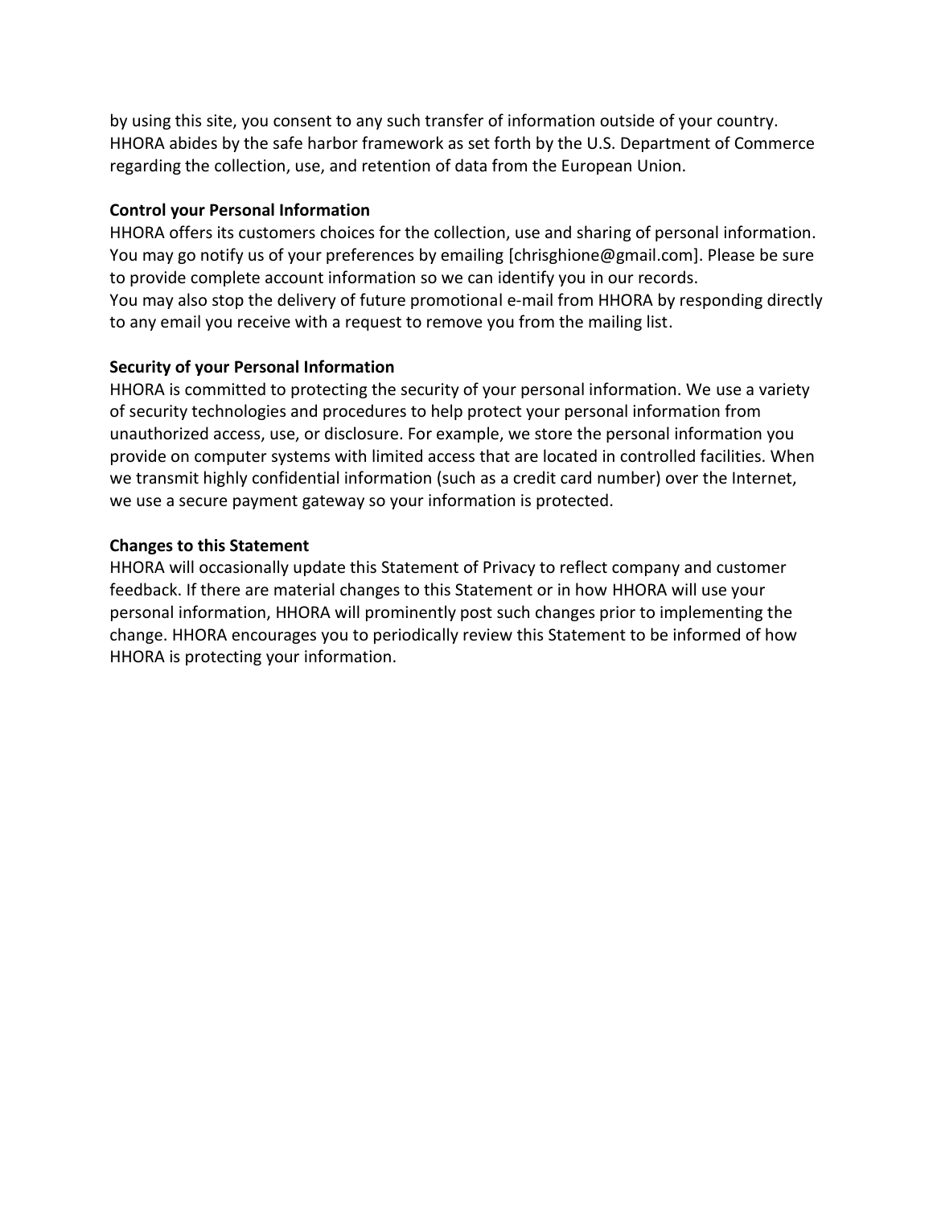by using this site, you consent to any such transfer of information outside of your country. HHORA abides by the safe harbor framework as set forth by the U.S. Department of Commerce regarding the collection, use, and retention of data from the European Union.

**Control your Personal Information**

HHORA offers its customers choices for the collection, use and sharing of personal information. You may go notify us of your preferences by emailing [chrisghione@gmail.com]. Please be sure to provide complete account information so we can identify you in our records.

You may also stop the delivery of future promotional e-mail from HHORA by responding directly to any email you receive with a request to remove you from the mailing list.

**Security of your Personal Information**

HHORA is committed to protecting the security of your personal information. We use a variety of security technologies and procedures to help protect your personal information from unauthorized access, use, or disclosure. For example, we store the personal information you provide on computer systems with limited access that are located in controlled facilities. When we transmit highly confidential information (such as a credit card number) over the Internet, we use a secure payment gateway so your information is protected.

**Changes to this Statement**

HHORA will occasionally update this Statement of Privacy to reflect company and customer feedback. If there are material changes to this Statement or in how HHORA will use your personal information, HHORA will prominently post such changes prior to implementing the change. HHORA encourages you to periodically review this Statement to be informed of how HHORA is protecting your information.